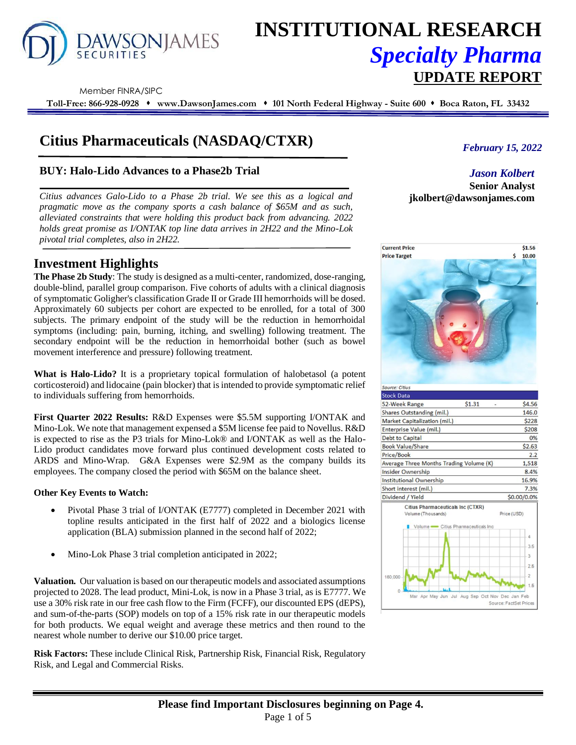# INSTITUTIONAL RESEARCH

## *Specialty Pharma*

## UPDATE REPORT

Member FINRA/SIPC

**Toll-Free: 866-928-0928 ♦ www.DawsonJames.com ♦ 101 North Federal Highway - Suite 600 ♦ Boca Raton, FL 33432**

# Citius Pharmaceuticals (NASDAQ/CTXR)

*February 15, 2022*

### BUY: Halo-Lido Advances to a Phase2b Trial

*Jason Kolbert*
**Senior Analyst**
**jkolbert@dawsonjames.com**

*Citius advances Galo-Lido to a Phase 2b trial. We see this as a logical and pragmatic move as the company sports a cash balance of $65M and as such, alleviated constraints that were holding this product back from advancing. 2022 holds great promise as I/ONTAK top line data arrives in 2H22 and the Mino-Lok pivotal trial completes, also in 2H22.*

## Investment Highlights

**The Phase 2b Study**: The study is designed as a multi-center, randomized, dose-ranging, double-blind, parallel group comparison. Five cohorts of adults with a clinical diagnosis of symptomatic Goligher's classification Grade II or Grade III hemorrhoids will be dosed. Approximately 60 subjects per cohort are expected to be enrolled, for a total of 300 subjects. The primary endpoint of the study will be the reduction in hemorrhoidal symptoms (including: pain, burning, itching, and swelling) following treatment. The secondary endpoint will be the reduction in hemorrhoidal bother (such as bowel movement interference and pressure) following treatment.

**What is Halo-Lido?** It is a proprietary topical formulation of halobetasol (a potent corticosteroid) and lidocaine (pain blocker) that is intended to provide symptomatic relief to individuals suffering from hemorrhoids.

**First Quarter 2022 Results:** R&D Expenses were $5.5M supporting I/ONTAK and Mino-Lok. We note that management expensed a $5M license fee paid to Novellus. R&D is expected to rise as the P3 trials for Mino-Lok® and I/ONTAK as well as the Halo-Lido product candidates move forward plus continued development costs related to ARDS and Mino-Wrap. G&A Expenses were $2.9M as the company builds its employees. The company closed the period with $65M on the balance sheet.

**Other Key Events to Watch:**

- Pivotal Phase 3 trial of I/ONTAK (E7777) completed in December 2021 with topline results anticipated in the first half of 2022 and a biologics license application (BLA) submission planned in the second half of 2022;
- Mino-Lok Phase 3 trial completion anticipated in 2022;

**Valuation.** Our valuation is based on our therapeutic models and associated assumptions projected to 2028. The lead product, Mini-Lok, is now in a Phase 3 trial, as is E7777. We use a 30% risk rate in our free cash flow to the Firm (FCFF), our discounted EPS (dEPS), and sum-of-the-parts (SOP) models on top of a 15% risk rate in our therapeutic models for both products. We equal weight and average these metrics and then round to the nearest whole number to derive our $10.00 price target.

**Risk Factors:** These include Clinical Risk, Partnership Risk, Financial Risk, Regulatory Risk, and Legal and Commercial Risks.

| | |
|---|---|
| Current Price | $1.56 |
| Price Target | $ 10.00 |

Source: Citius

| Stock Data | | |
|---|---|---|
| 52-Week Range | $1.31 - | $4.56 |
| Shares Outstanding (mil.) | | 146.0 |
| Market Capitalization (mil.) | | $228 |
| Enterprise Value (mil.) | | $208 |
| Debt to Capital | | 0% |
| Book Value/Share | | $2.63 |
| Price/Book | | 2.2 |
| Average Three Months Trading Volume (K) | | 1,518 |
| Insider Ownership | | 8.4% |
| Institutional Ownership | | 16.9% |
| Short interest (mil.) | | 7.3% |
| Dividend / Yield | | $0.00/0.0% |

Citius Pharmaceuticals Inc (CTXR)
Volume (Thousands) Price (USD)
Volume — Citius Pharmaceuticals Inc
Source: FactSet Prices

**Please find Important Disclosures beginning on Page 4.**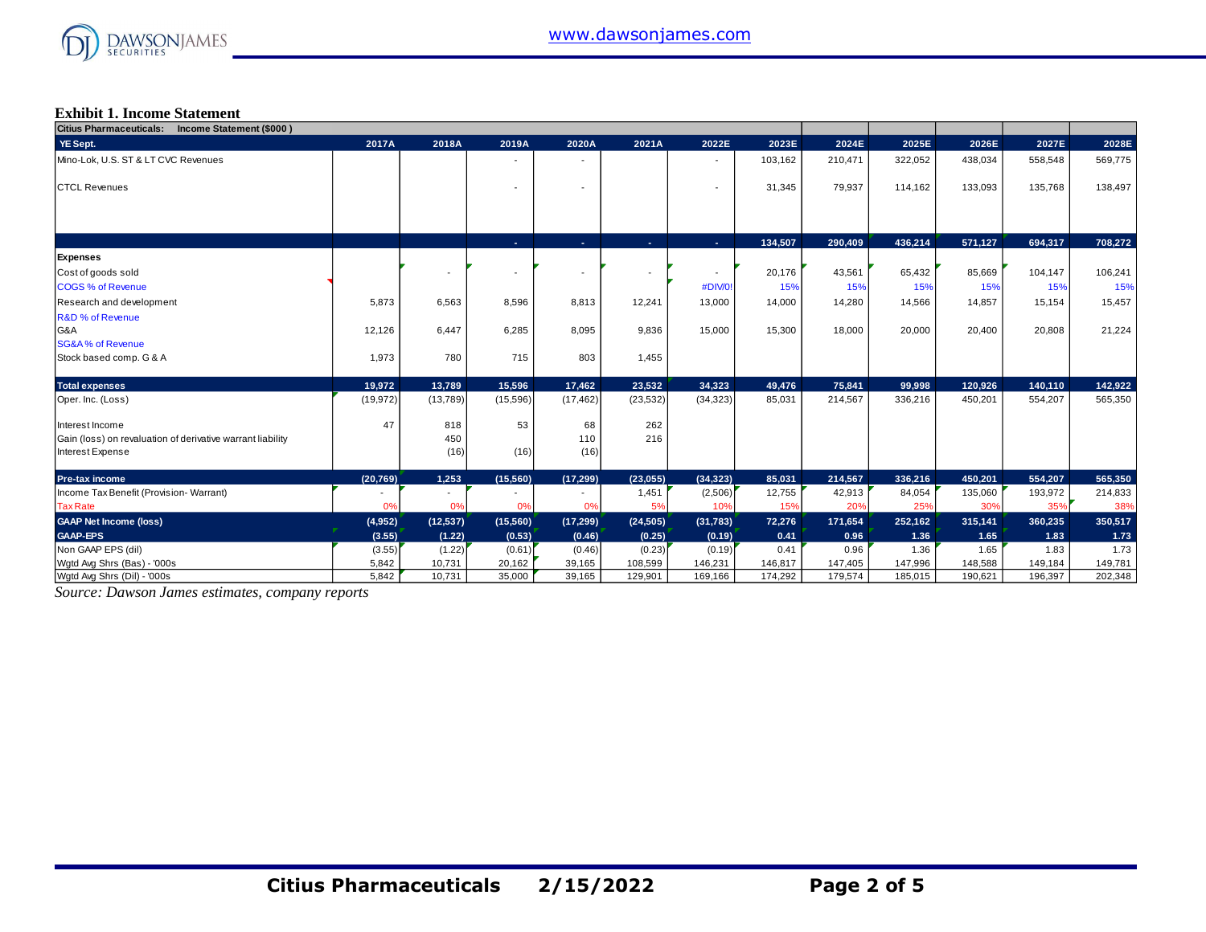**Exhibit 1. Income Statement**

| Citius Pharmaceuticals: Income Statement ($000 ) | | | | | | | | | | | | |
|---|---|---|---|---|---|---|---|---|---|---|---|---|
| YE Sept. | 2017A | 2018A | 2019A | 2020A | 2021A | 2022E | 2023E | 2024E | 2025E | 2026E | 2027E | 2028E |
| Mino-Lok, U.S. ST & LT CVC Revenues | | | - | - | | - | 103,162 | 210,471 | 322,052 | 438,034 | 558,548 | 569,775 |
| CTCL Revenues | | | - | - | | - | 31,345 | 79,937 | 114,162 | 133,093 | 135,768 | 138,497 |
| | | | - | - | - | - | 134,507 | 290,409 | 436,214 | 571,127 | 694,317 | 708,272 |
| **Expenses** | | | | | | | | | | | | |
| Cost of goods sold | | - | - | - | - | - | 20,176 | 43,561 | 65,432 | 85,669 | 104,147 | 106,241 |
| COGS % of Revenue | | | | | | #DIV/0! | 15% | 15% | 15% | 15% | 15% | 15% |
| Research and development | 5,873 | 6,563 | 8,596 | 8,813 | 12,241 | 13,000 | 14,000 | 14,280 | 14,566 | 14,857 | 15,154 | 15,457 |
| R&D % of Revenue | | | | | | | | | | | | |
| G&A | 12,126 | 6,447 | 6,285 | 8,095 | 9,836 | 15,000 | 15,300 | 18,000 | 20,000 | 20,400 | 20,808 | 21,224 |
| SG&A % of Revenue | | | | | | | | | | | | |
| Stock based comp. G & A | 1,973 | 780 | 715 | 803 | 1,455 | | | | | | | |
| **Total expenses** | 19,972 | 13,789 | 15,596 | 17,462 | 23,532 | 34,323 | 49,476 | 75,841 | 99,998 | 120,926 | 140,110 | 142,922 |
| Oper. Inc. (Loss) | (19,972) | (13,789) | (15,596) | (17,462) | (23,532) | (34,323) | 85,031 | 214,567 | 336,216 | 450,201 | 554,207 | 565,350 |
| Interest Income | 47 | 818 | 53 | 68 | 262 | | | | | | | |
| Gain (loss) on revaluation of derivative warrant liability | | 450 | | 110 | 216 | | | | | | | |
| Interest Expense | | (16) | (16) | (16) | | | | | | | | |
| **Pre-tax income** | (20,769) | 1,253 | (15,560) | (17,299) | (23,055) | (34,323) | 85,031 | 214,567 | 336,216 | 450,201 | 554,207 | 565,350 |
| Income Tax Benefit (Provision- Warrant) | - | - | - | - | 1,451 | (2,506) | 12,755 | 42,913 | 84,054 | 135,060 | 193,972 | 214,833 |
| Tax Rate | 0% | 0% | 0% | 0% | 5% | 10% | 15% | 20% | 25% | 30% | 35% | 38% |
| **GAAP Net Income (loss)** | (4,952) | (12,537) | (15,560) | (17,299) | (24,505) | (31,783) | 72,276 | 171,654 | 252,162 | 315,141 | 360,235 | 350,517 |
| **GAAP-EPS** | (3.55) | (1.22) | (0.53) | (0.46) | (0.25) | (0.19) | 0.41 | 0.96 | 1.36 | 1.65 | 1.83 | 1.73 |
| Non GAAP EPS (dil) | (3.55) | (1.22) | (0.61) | (0.46) | (0.23) | (0.19) | 0.41 | 0.96 | 1.36 | 1.65 | 1.83 | 1.73 |
| Wgtd Avg Shrs (Bas) - '000s | 5,842 | 10,731 | 20,162 | 39,165 | 108,599 | 146,231 | 146,817 | 147,405 | 147,996 | 148,588 | 149,184 | 149,781 |
| Wgtd Avg Shrs (Dil) - '000s | 5,842 | 10,731 | 35,000 | 39,165 | 129,901 | 169,166 | 174,292 | 179,574 | 185,015 | 190,621 | 196,397 | 202,348 |

*Source: Dawson James estimates, company reports*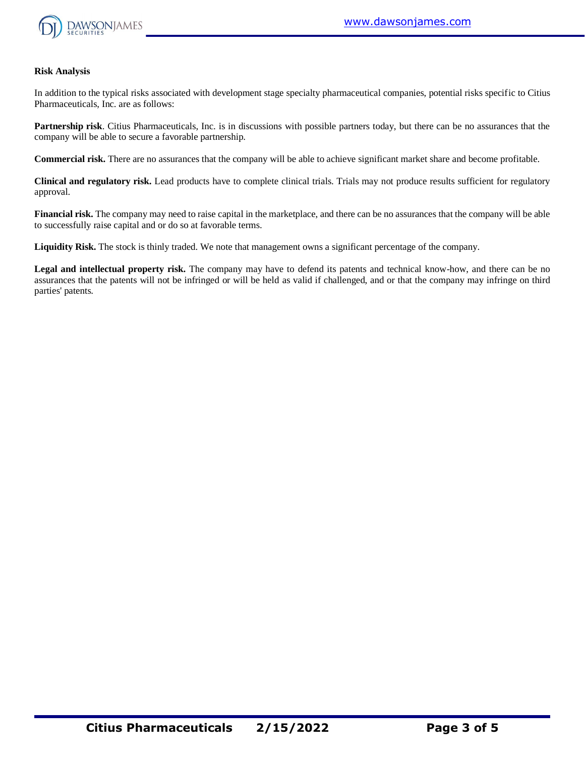**Risk Analysis**

In addition to the typical risks associated with development stage specialty pharmaceutical companies, potential risks specific to Citius Pharmaceuticals, Inc. are as follows:

**Partnership risk**. Citius Pharmaceuticals, Inc. is in discussions with possible partners today, but there can be no assurances that the company will be able to secure a favorable partnership.

**Commercial risk.** There are no assurances that the company will be able to achieve significant market share and become profitable.

**Clinical and regulatory risk.** Lead products have to complete clinical trials. Trials may not produce results sufficient for regulatory approval.

**Financial risk.** The company may need to raise capital in the marketplace, and there can be no assurances that the company will be able to successfully raise capital and or do so at favorable terms.

**Liquidity Risk.** The stock is thinly traded. We note that management owns a significant percentage of the company.

**Legal and intellectual property risk.** The company may have to defend its patents and technical know-how, and there can be no assurances that the patents will not be infringed or will be held as valid if challenged, and or that the company may infringe on third parties' patents.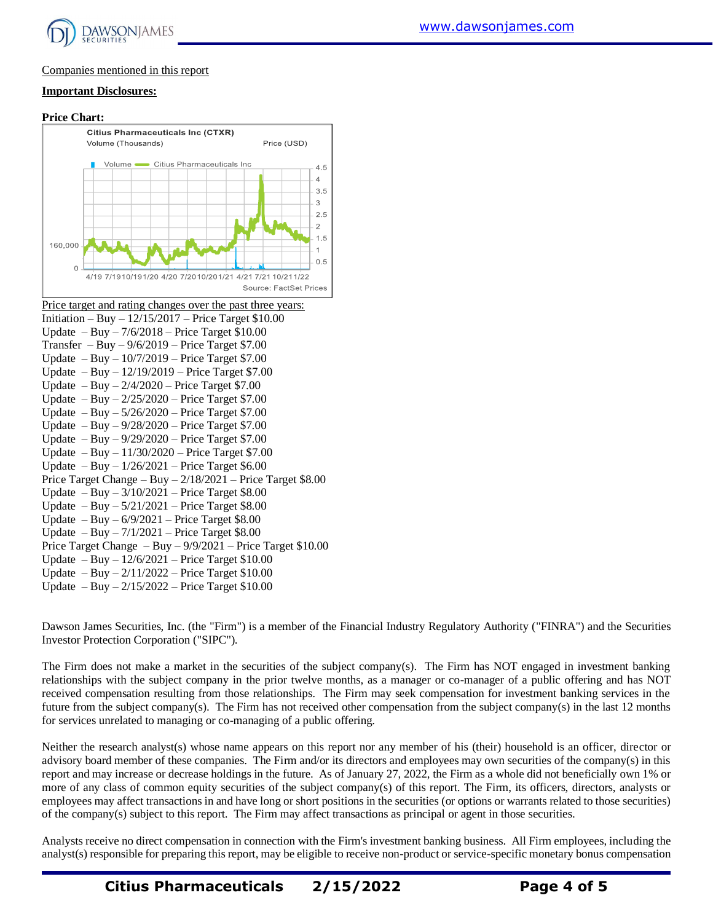Companies mentioned in this report

**Important Disclosures:**

**Price Chart:**

Citius Pharmaceuticals Inc (CTXR)
Volume (Thousands) Price (USD)

Volume — Citius Pharmaceuticals Inc

Source: FactSet Prices

Price target and rating changes over the past three years:

Initiation – Buy – 12/15/2017 – Price Target $10.00
Update – Buy – 7/6/2018 – Price Target $10.00
Transfer – Buy – 9/6/2019 – Price Target $7.00
Update – Buy – 10/7/2019 – Price Target $7.00
Update – Buy – 12/19/2019 – Price Target $7.00
Update – Buy – 2/4/2020 – Price Target $7.00
Update – Buy – 2/25/2020 – Price Target $7.00
Update – Buy – 5/26/2020 – Price Target $7.00
Update – Buy – 9/28/2020 – Price Target $7.00
Update – Buy – 9/29/2020 – Price Target $7.00
Update – Buy – 11/30/2020 – Price Target $7.00
Update – Buy – 1/26/2021 – Price Target $6.00
Price Target Change – Buy – 2/18/2021 – Price Target $8.00
Update – Buy – 3/10/2021 – Price Target $8.00
Update – Buy – 5/21/2021 – Price Target $8.00
Update – Buy – 6/9/2021 – Price Target $8.00
Update – Buy – 7/1/2021 – Price Target $8.00
Price Target Change – Buy – 9/9/2021 – Price Target $10.00
Update – Buy – 12/6/2021 – Price Target $10.00
Update – Buy – 2/11/2022 – Price Target $10.00
Update – Buy – 2/15/2022 – Price Target $10.00

Dawson James Securities, Inc. (the "Firm") is a member of the Financial Industry Regulatory Authority ("FINRA") and the Securities Investor Protection Corporation ("SIPC").

The Firm does not make a market in the securities of the subject company(s). The Firm has NOT engaged in investment banking relationships with the subject company in the prior twelve months, as a manager or co-manager of a public offering and has NOT received compensation resulting from those relationships. The Firm may seek compensation for investment banking services in the future from the subject company(s). The Firm has not received other compensation from the subject company(s) in the last 12 months for services unrelated to managing or co-managing of a public offering.

Neither the research analyst(s) whose name appears on this report nor any member of his (their) household is an officer, director or advisory board member of these companies. The Firm and/or its directors and employees may own securities of the company(s) in this report and may increase or decrease holdings in the future. As of January 27, 2022, the Firm as a whole did not beneficially own 1% or more of any class of common equity securities of the subject company(s) of this report. The Firm, its officers, directors, analysts or employees may affect transactions in and have long or short positions in the securities (or options or warrants related to those securities) of the company(s) subject to this report. The Firm may affect transactions as principal or agent in those securities.

Analysts receive no direct compensation in connection with the Firm's investment banking business. All Firm employees, including the analyst(s) responsible for preparing this report, may be eligible to receive non-product or service-specific monetary bonus compensation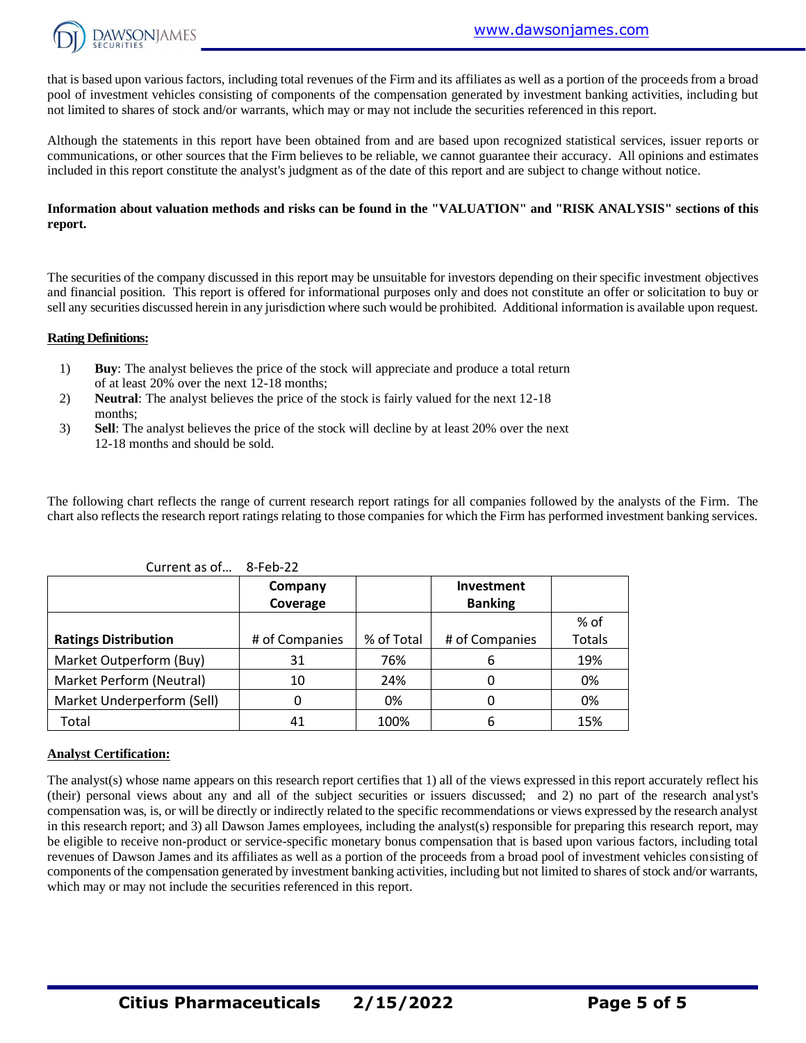that is based upon various factors, including total revenues of the Firm and its affiliates as well as a portion of the proceeds from a broad pool of investment vehicles consisting of components of the compensation generated by investment banking activities, including but not limited to shares of stock and/or warrants, which may or may not include the securities referenced in this report.

Although the statements in this report have been obtained from and are based upon recognized statistical services, issuer reports or communications, or other sources that the Firm believes to be reliable, we cannot guarantee their accuracy. All opinions and estimates included in this report constitute the analyst's judgment as of the date of this report and are subject to change without notice.

**Information about valuation methods and risks can be found in the "VALUATION" and "RISK ANALYSIS" sections of this report.**

The securities of the company discussed in this report may be unsuitable for investors depending on their specific investment objectives and financial position. This report is offered for informational purposes only and does not constitute an offer or solicitation to buy or sell any securities discussed herein in any jurisdiction where such would be prohibited. Additional information is available upon request.

**Rating Definitions:**

1) **Buy**: The analyst believes the price of the stock will appreciate and produce a total return of at least 20% over the next 12-18 months;
2) **Neutral**: The analyst believes the price of the stock is fairly valued for the next 12-18 months;
3) **Sell**: The analyst believes the price of the stock will decline by at least 20% over the next 12-18 months and should be sold.

The following chart reflects the range of current research report ratings for all companies followed by the analysts of the Firm. The chart also reflects the research report ratings relating to those companies for which the Firm has performed investment banking services.

Current as of... 8-Feb-22

| | Company Coverage | | Investment Banking | |
|---|---|---|---|---|
| **Ratings Distribution** | # of Companies | % of Total | # of Companies | % of Totals |
| Market Outperform (Buy) | 31 | 76% | 6 | 19% |
| Market Perform (Neutral) | 10 | 24% | 0 | 0% |
| Market Underperform (Sell) | 0 | 0% | 0 | 0% |
| Total | 41 | 100% | 6 | 15% |

**Analyst Certification:**

The analyst(s) whose name appears on this research report certifies that 1) all of the views expressed in this report accurately reflect his (their) personal views about any and all of the subject securities or issuers discussed; and 2) no part of the research analyst's compensation was, is, or will be directly or indirectly related to the specific recommendations or views expressed by the research analyst in this research report; and 3) all Dawson James employees, including the analyst(s) responsible for preparing this research report, may be eligible to receive non-product or service-specific monetary bonus compensation that is based upon various factors, including total revenues of Dawson James and its affiliates as well as a portion of the proceeds from a broad pool of investment vehicles consisting of components of the compensation generated by investment banking activities, including but not limited to shares of stock and/or warrants, which may or may not include the securities referenced in this report.